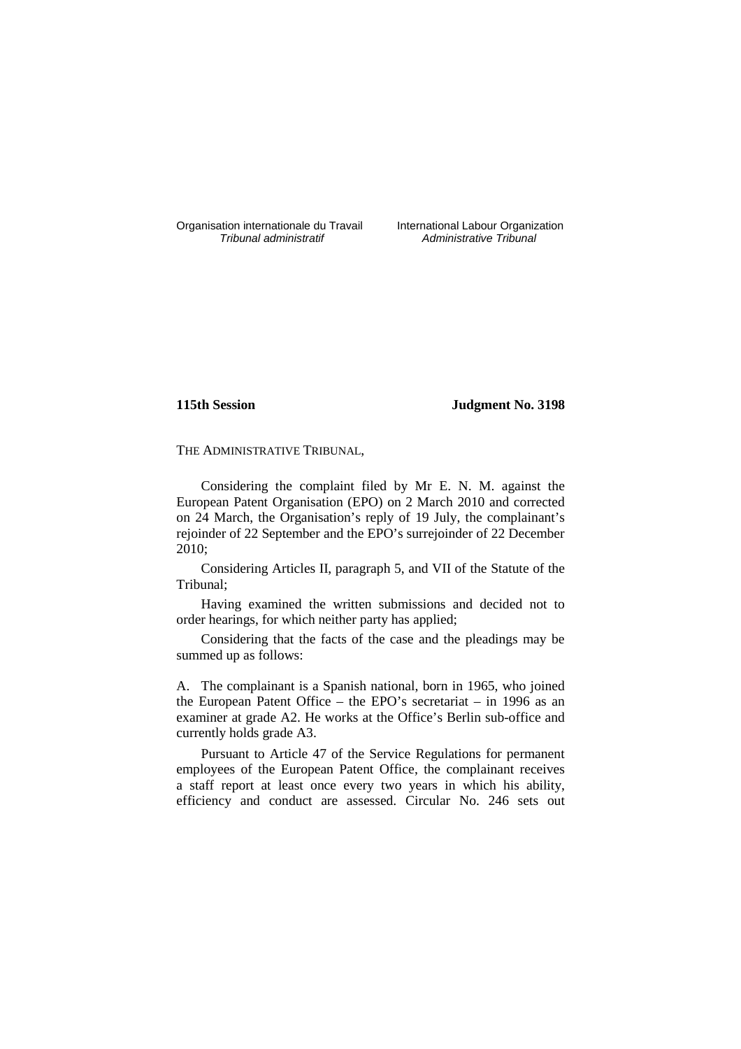Organisation internationale du Travail
*Tribunal administratif*

International Labour Organization
*Administrative Tribunal*

**115th Session** **Judgment No. 3198**

THE ADMINISTRATIVE TRIBUNAL,

Considering the complaint filed by Mr E. N. M. against the European Patent Organisation (EPO) on 2 March 2010 and corrected on 24 March, the Organisation's reply of 19 July, the complainant's rejoinder of 22 September and the EPO's surrejoinder of 22 December 2010;

Considering Articles II, paragraph 5, and VII of the Statute of the Tribunal;

Having examined the written submissions and decided not to order hearings, for which neither party has applied;

Considering that the facts of the case and the pleadings may be summed up as follows:

A. The complainant is a Spanish national, born in 1965, who joined the European Patent Office – the EPO's secretariat – in 1996 as an examiner at grade A2. He works at the Office's Berlin sub-office and currently holds grade A3.

Pursuant to Article 47 of the Service Regulations for permanent employees of the European Patent Office, the complainant receives a staff report at least once every two years in which his ability, efficiency and conduct are assessed. Circular No. 246 sets out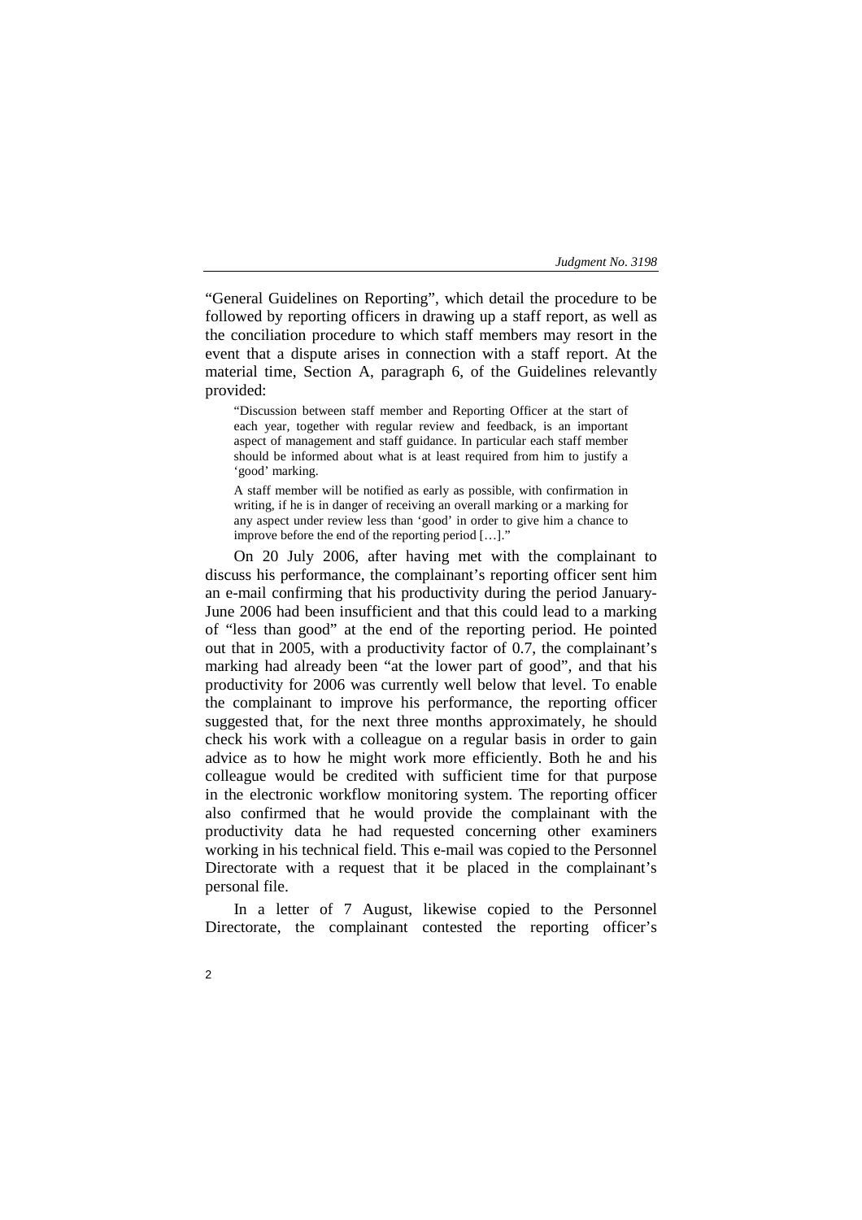"General Guidelines on Reporting", which detail the procedure to be followed by reporting officers in drawing up a staff report, as well as the conciliation procedure to which staff members may resort in the event that a dispute arises in connection with a staff report. At the material time, Section A, paragraph 6, of the Guidelines relevantly provided:

> "Discussion between staff member and Reporting Officer at the start of each year, together with regular review and feedback, is an important aspect of management and staff guidance. In particular each staff member should be informed about what is at least required from him to justify a 'good' marking.
>
> A staff member will be notified as early as possible, with confirmation in writing, if he is in danger of receiving an overall marking or a marking for any aspect under review less than 'good' in order to give him a chance to improve before the end of the reporting period […]."

On 20 July 2006, after having met with the complainant to discuss his performance, the complainant's reporting officer sent him an e-mail confirming that his productivity during the period January-June 2006 had been insufficient and that this could lead to a marking of "less than good" at the end of the reporting period. He pointed out that in 2005, with a productivity factor of 0.7, the complainant's marking had already been "at the lower part of good", and that his productivity for 2006 was currently well below that level. To enable the complainant to improve his performance, the reporting officer suggested that, for the next three months approximately, he should check his work with a colleague on a regular basis in order to gain advice as to how he might work more efficiently. Both he and his colleague would be credited with sufficient time for that purpose in the electronic workflow monitoring system. The reporting officer also confirmed that he would provide the complainant with the productivity data he had requested concerning other examiners working in his technical field. This e-mail was copied to the Personnel Directorate with a request that it be placed in the complainant's personal file.

In a letter of 7 August, likewise copied to the Personnel Directorate, the complainant contested the reporting officer's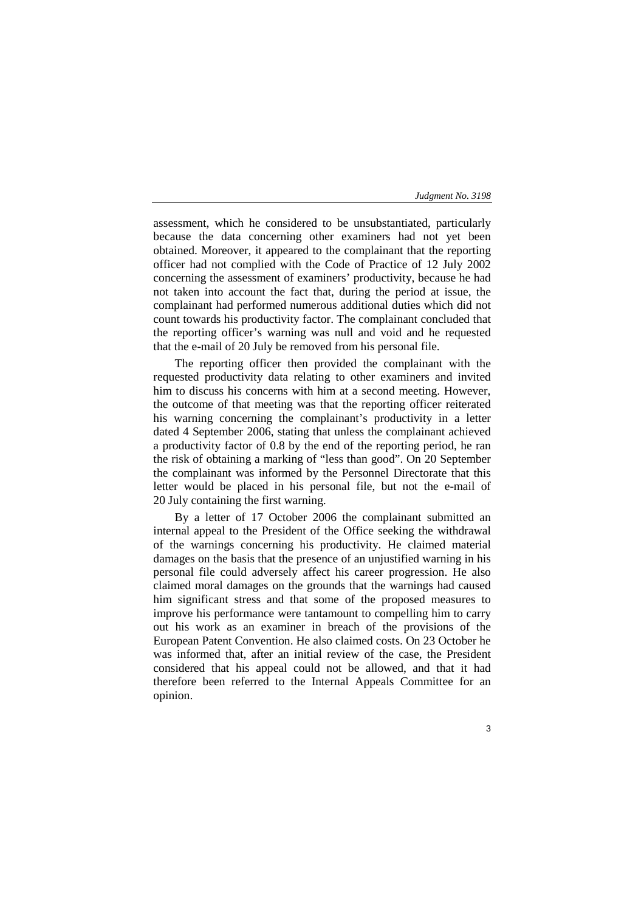assessment, which he considered to be unsubstantiated, particularly because the data concerning other examiners had not yet been obtained. Moreover, it appeared to the complainant that the reporting officer had not complied with the Code of Practice of 12 July 2002 concerning the assessment of examiners' productivity, because he had not taken into account the fact that, during the period at issue, the complainant had performed numerous additional duties which did not count towards his productivity factor. The complainant concluded that the reporting officer's warning was null and void and he requested that the e-mail of 20 July be removed from his personal file.

The reporting officer then provided the complainant with the requested productivity data relating to other examiners and invited him to discuss his concerns with him at a second meeting. However, the outcome of that meeting was that the reporting officer reiterated his warning concerning the complainant's productivity in a letter dated 4 September 2006, stating that unless the complainant achieved a productivity factor of 0.8 by the end of the reporting period, he ran the risk of obtaining a marking of "less than good". On 20 September the complainant was informed by the Personnel Directorate that this letter would be placed in his personal file, but not the e-mail of 20 July containing the first warning.

By a letter of 17 October 2006 the complainant submitted an internal appeal to the President of the Office seeking the withdrawal of the warnings concerning his productivity. He claimed material damages on the basis that the presence of an unjustified warning in his personal file could adversely affect his career progression. He also claimed moral damages on the grounds that the warnings had caused him significant stress and that some of the proposed measures to improve his performance were tantamount to compelling him to carry out his work as an examiner in breach of the provisions of the European Patent Convention. He also claimed costs. On 23 October he was informed that, after an initial review of the case, the President considered that his appeal could not be allowed, and that it had therefore been referred to the Internal Appeals Committee for an opinion.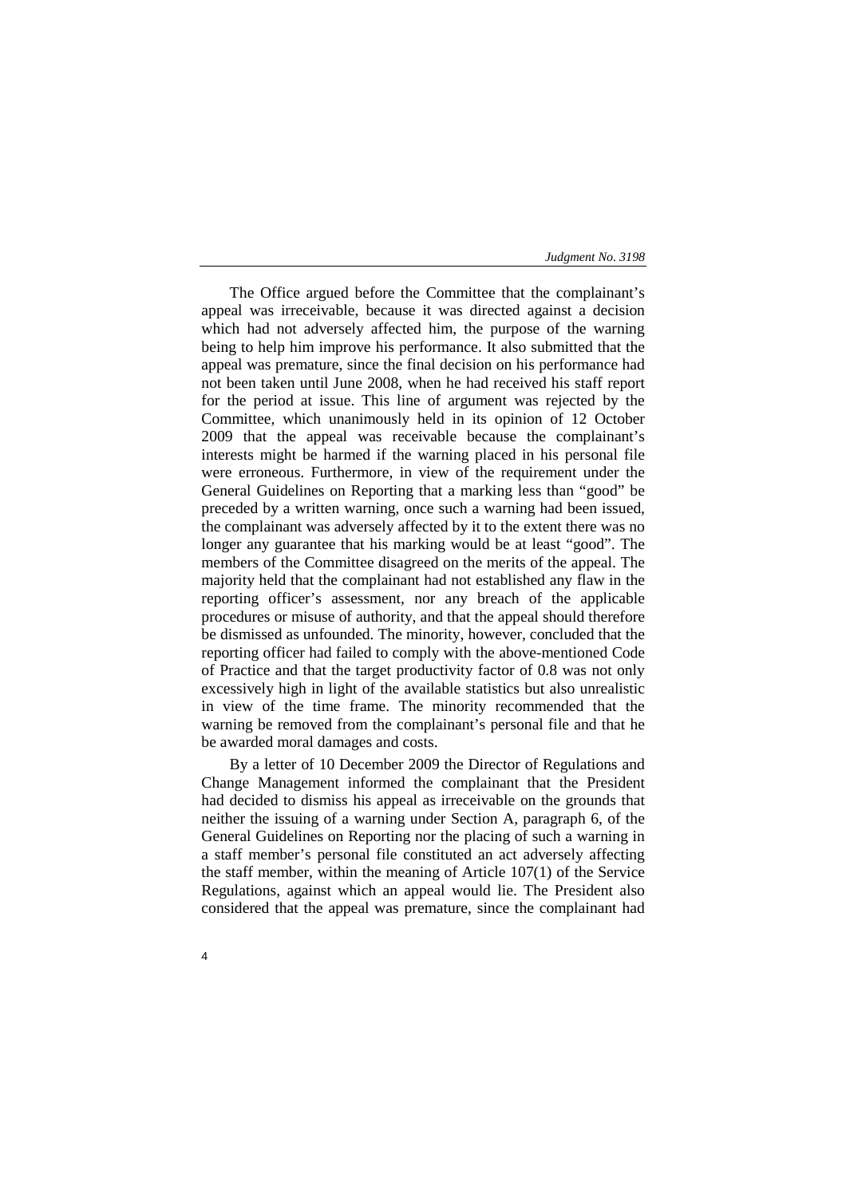The Office argued before the Committee that the complainant's appeal was irreceivable, because it was directed against a decision which had not adversely affected him, the purpose of the warning being to help him improve his performance. It also submitted that the appeal was premature, since the final decision on his performance had not been taken until June 2008, when he had received his staff report for the period at issue. This line of argument was rejected by the Committee, which unanimously held in its opinion of 12 October 2009 that the appeal was receivable because the complainant's interests might be harmed if the warning placed in his personal file were erroneous. Furthermore, in view of the requirement under the General Guidelines on Reporting that a marking less than "good" be preceded by a written warning, once such a warning had been issued, the complainant was adversely affected by it to the extent there was no longer any guarantee that his marking would be at least "good". The members of the Committee disagreed on the merits of the appeal. The majority held that the complainant had not established any flaw in the reporting officer's assessment, nor any breach of the applicable procedures or misuse of authority, and that the appeal should therefore be dismissed as unfounded. The minority, however, concluded that the reporting officer had failed to comply with the above-mentioned Code of Practice and that the target productivity factor of 0.8 was not only excessively high in light of the available statistics but also unrealistic in view of the time frame. The minority recommended that the warning be removed from the complainant's personal file and that he be awarded moral damages and costs.

By a letter of 10 December 2009 the Director of Regulations and Change Management informed the complainant that the President had decided to dismiss his appeal as irreceivable on the grounds that neither the issuing of a warning under Section A, paragraph 6, of the General Guidelines on Reporting nor the placing of such a warning in a staff member's personal file constituted an act adversely affecting the staff member, within the meaning of Article 107(1) of the Service Regulations, against which an appeal would lie. The President also considered that the appeal was premature, since the complainant had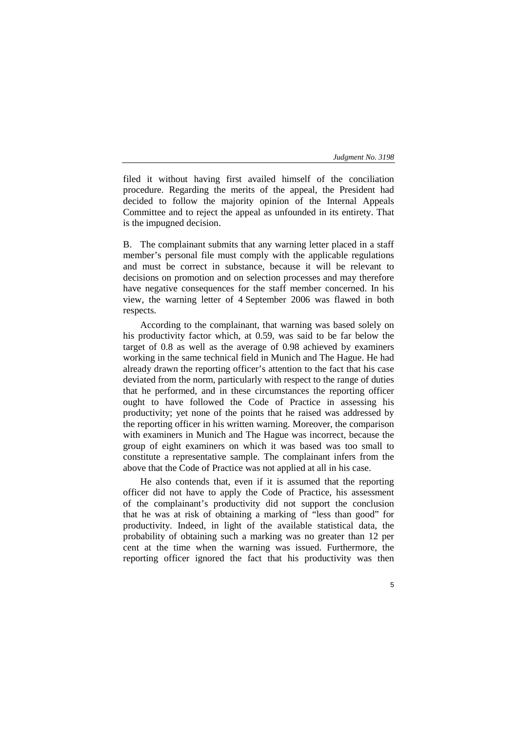filed it without having first availed himself of the conciliation procedure. Regarding the merits of the appeal, the President had decided to follow the majority opinion of the Internal Appeals Committee and to reject the appeal as unfounded in its entirety. That is the impugned decision.

B. The complainant submits that any warning letter placed in a staff member's personal file must comply with the applicable regulations and must be correct in substance, because it will be relevant to decisions on promotion and on selection processes and may therefore have negative consequences for the staff member concerned. In his view, the warning letter of 4 September 2006 was flawed in both respects.

According to the complainant, that warning was based solely on his productivity factor which, at 0.59, was said to be far below the target of 0.8 as well as the average of 0.98 achieved by examiners working in the same technical field in Munich and The Hague. He had already drawn the reporting officer's attention to the fact that his case deviated from the norm, particularly with respect to the range of duties that he performed, and in these circumstances the reporting officer ought to have followed the Code of Practice in assessing his productivity; yet none of the points that he raised was addressed by the reporting officer in his written warning. Moreover, the comparison with examiners in Munich and The Hague was incorrect, because the group of eight examiners on which it was based was too small to constitute a representative sample. The complainant infers from the above that the Code of Practice was not applied at all in his case.

He also contends that, even if it is assumed that the reporting officer did not have to apply the Code of Practice, his assessment of the complainant's productivity did not support the conclusion that he was at risk of obtaining a marking of "less than good" for productivity. Indeed, in light of the available statistical data, the probability of obtaining such a marking was no greater than 12 per cent at the time when the warning was issued. Furthermore, the reporting officer ignored the fact that his productivity was then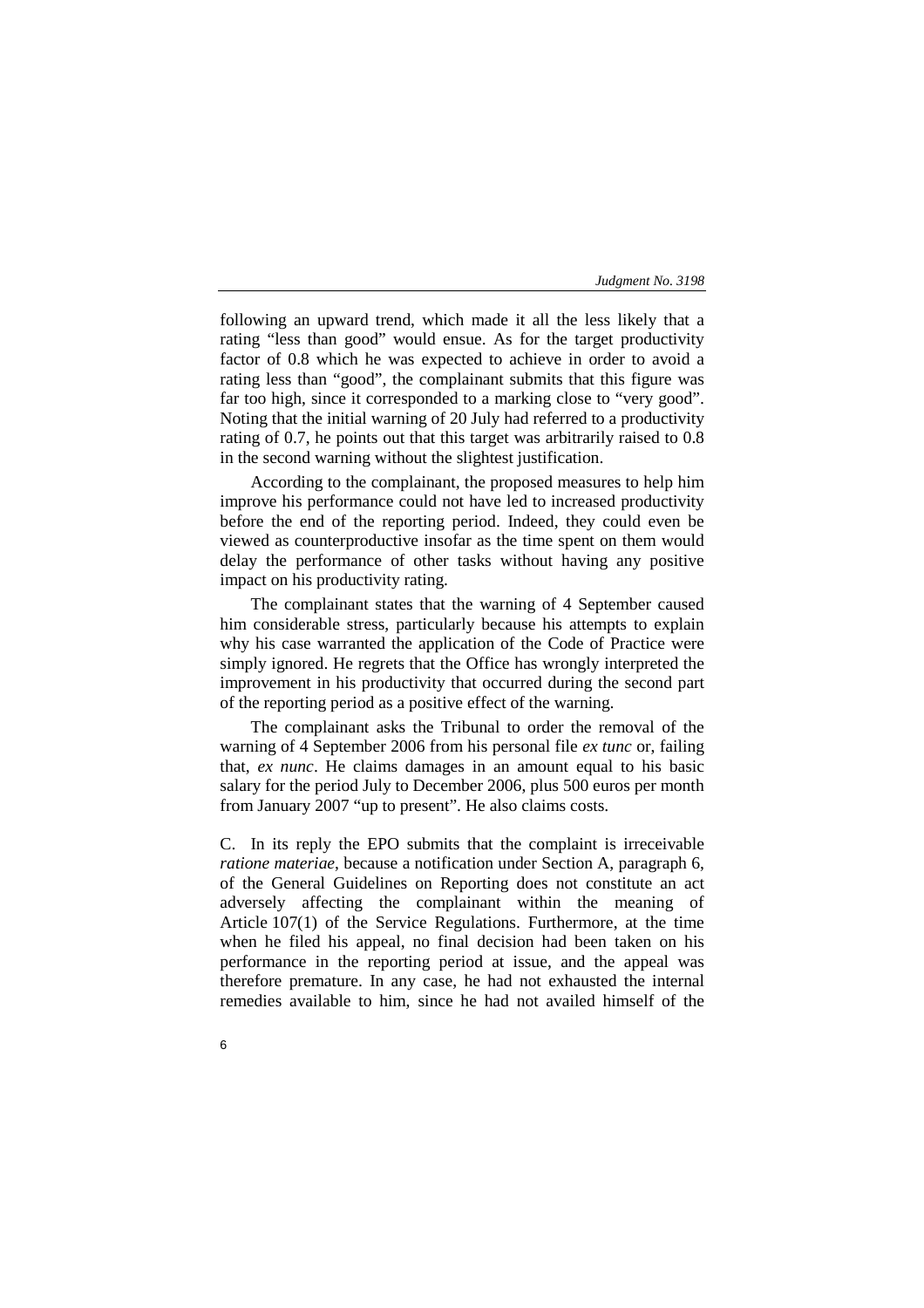following an upward trend, which made it all the less likely that a rating "less than good" would ensue. As for the target productivity factor of 0.8 which he was expected to achieve in order to avoid a rating less than "good", the complainant submits that this figure was far too high, since it corresponded to a marking close to "very good". Noting that the initial warning of 20 July had referred to a productivity rating of 0.7, he points out that this target was arbitrarily raised to 0.8 in the second warning without the slightest justification.

According to the complainant, the proposed measures to help him improve his performance could not have led to increased productivity before the end of the reporting period. Indeed, they could even be viewed as counterproductive insofar as the time spent on them would delay the performance of other tasks without having any positive impact on his productivity rating.

The complainant states that the warning of 4 September caused him considerable stress, particularly because his attempts to explain why his case warranted the application of the Code of Practice were simply ignored. He regrets that the Office has wrongly interpreted the improvement in his productivity that occurred during the second part of the reporting period as a positive effect of the warning.

The complainant asks the Tribunal to order the removal of the warning of 4 September 2006 from his personal file *ex tunc* or, failing that, *ex nunc*. He claims damages in an amount equal to his basic salary for the period July to December 2006, plus 500 euros per month from January 2007 "up to present". He also claims costs.

C. In its reply the EPO submits that the complaint is irreceivable *ratione materiae*, because a notification under Section A, paragraph 6, of the General Guidelines on Reporting does not constitute an act adversely affecting the complainant within the meaning of Article 107(1) of the Service Regulations. Furthermore, at the time when he filed his appeal, no final decision had been taken on his performance in the reporting period at issue, and the appeal was therefore premature. In any case, he had not exhausted the internal remedies available to him, since he had not availed himself of the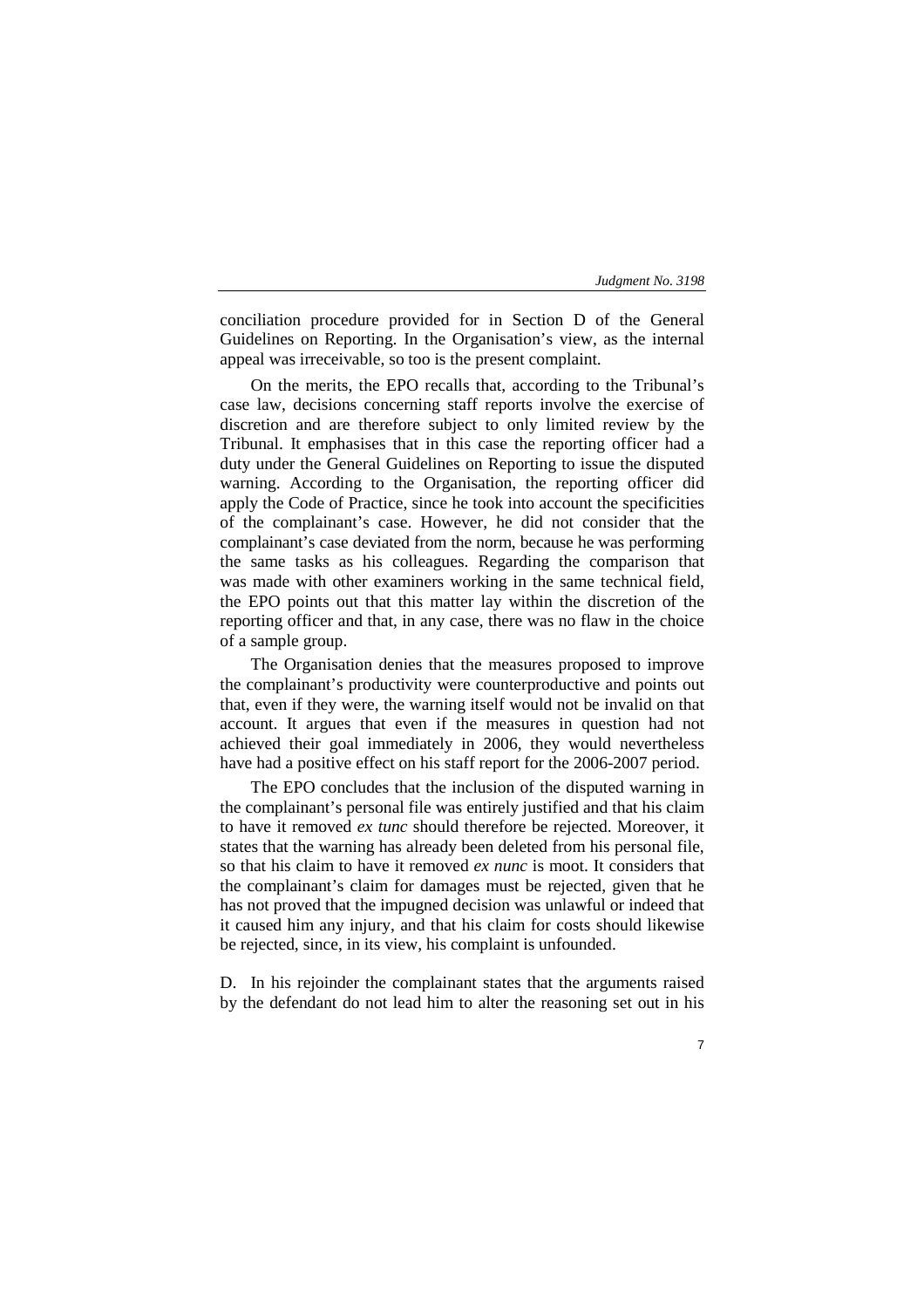conciliation procedure provided for in Section D of the General Guidelines on Reporting. In the Organisation's view, as the internal appeal was irreceivable, so too is the present complaint.

On the merits, the EPO recalls that, according to the Tribunal's case law, decisions concerning staff reports involve the exercise of discretion and are therefore subject to only limited review by the Tribunal. It emphasises that in this case the reporting officer had a duty under the General Guidelines on Reporting to issue the disputed warning. According to the Organisation, the reporting officer did apply the Code of Practice, since he took into account the specificities of the complainant's case. However, he did not consider that the complainant's case deviated from the norm, because he was performing the same tasks as his colleagues. Regarding the comparison that was made with other examiners working in the same technical field, the EPO points out that this matter lay within the discretion of the reporting officer and that, in any case, there was no flaw in the choice of a sample group.

The Organisation denies that the measures proposed to improve the complainant's productivity were counterproductive and points out that, even if they were, the warning itself would not be invalid on that account. It argues that even if the measures in question had not achieved their goal immediately in 2006, they would nevertheless have had a positive effect on his staff report for the 2006-2007 period.

The EPO concludes that the inclusion of the disputed warning in the complainant's personal file was entirely justified and that his claim to have it removed *ex tunc* should therefore be rejected. Moreover, it states that the warning has already been deleted from his personal file, so that his claim to have it removed *ex nunc* is moot. It considers that the complainant's claim for damages must be rejected, given that he has not proved that the impugned decision was unlawful or indeed that it caused him any injury, and that his claim for costs should likewise be rejected, since, in its view, his complaint is unfounded.

D. In his rejoinder the complainant states that the arguments raised by the defendant do not lead him to alter the reasoning set out in his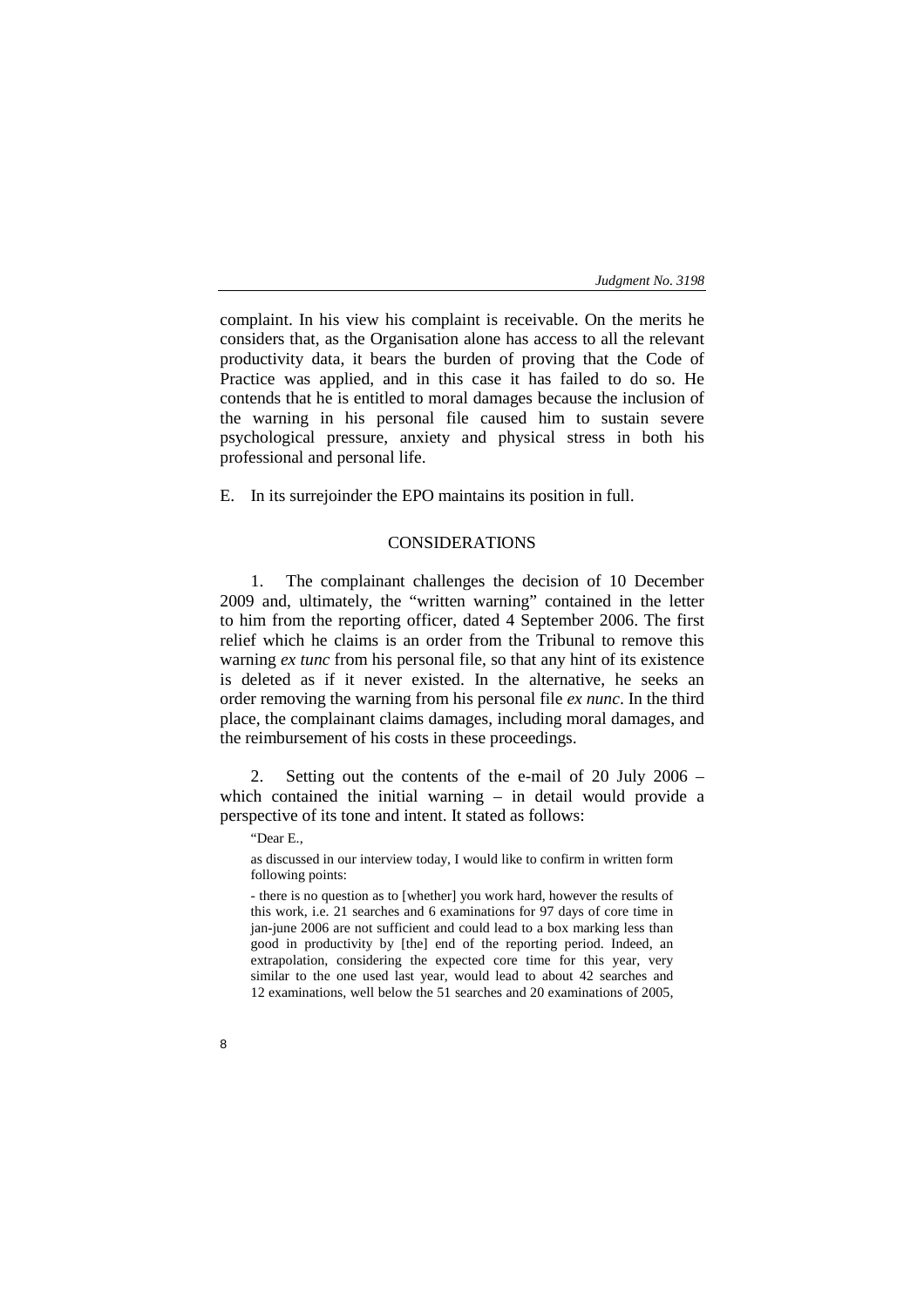complaint. In his view his complaint is receivable. On the merits he considers that, as the Organisation alone has access to all the relevant productivity data, it bears the burden of proving that the Code of Practice was applied, and in this case it has failed to do so. He contends that he is entitled to moral damages because the inclusion of the warning in his personal file caused him to sustain severe psychological pressure, anxiety and physical stress in both his professional and personal life.

E. In its surrejoinder the EPO maintains its position in full.

## CONSIDERATIONS

1. The complainant challenges the decision of 10 December 2009 and, ultimately, the "written warning" contained in the letter to him from the reporting officer, dated 4 September 2006. The first relief which he claims is an order from the Tribunal to remove this warning *ex tunc* from his personal file, so that any hint of its existence is deleted as if it never existed. In the alternative, he seeks an order removing the warning from his personal file *ex nunc*. In the third place, the complainant claims damages, including moral damages, and the reimbursement of his costs in these proceedings.

2. Setting out the contents of the e-mail of 20 July 2006 – which contained the initial warning – in detail would provide a perspective of its tone and intent. It stated as follows:

> "Dear E.,
>
> as discussed in our interview today, I would like to confirm in written form following points:
>
> - there is no question as to [whether] you work hard, however the results of this work, i.e. 21 searches and 6 examinations for 97 days of core time in jan-june 2006 are not sufficient and could lead to a box marking less than good in productivity by [the] end of the reporting period. Indeed, an extrapolation, considering the expected core time for this year, very similar to the one used last year, would lead to about 42 searches and 12 examinations, well below the 51 searches and 20 examinations of 2005,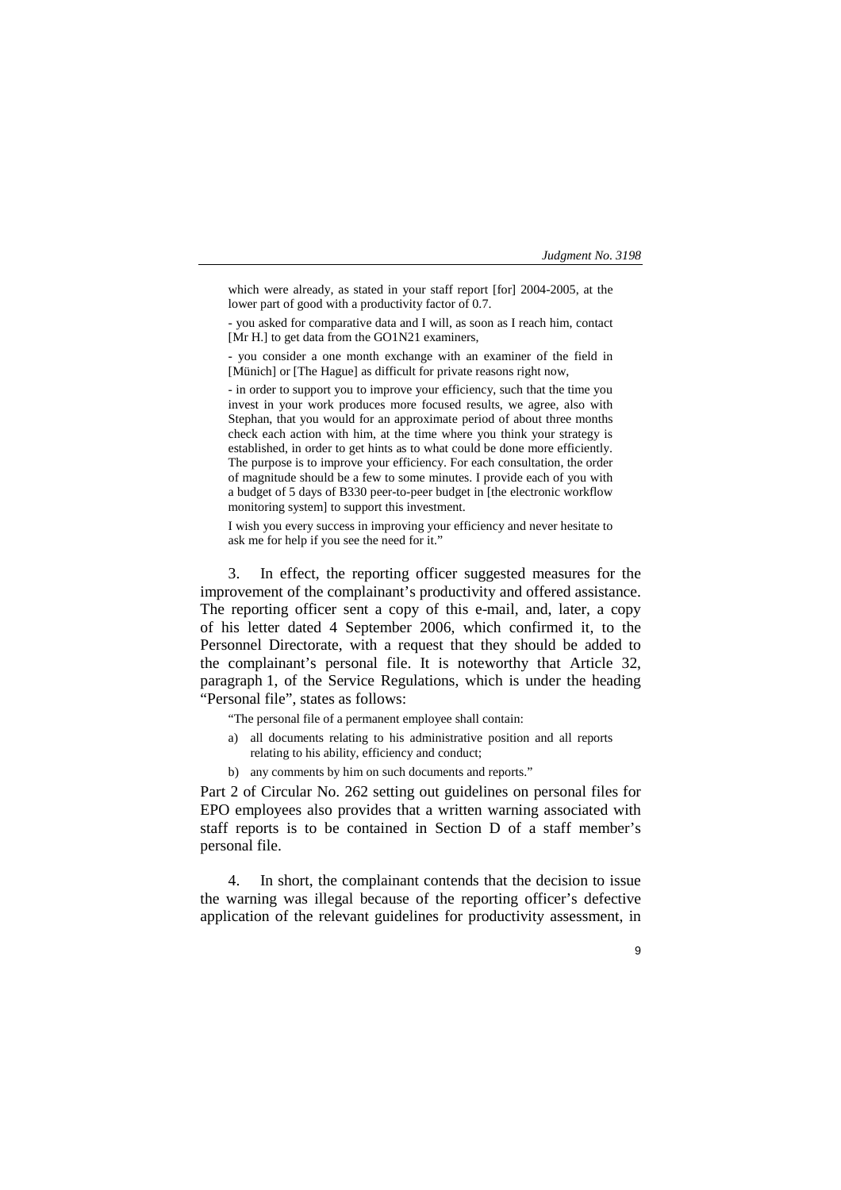> which were already, as stated in your staff report [for] 2004-2005, at the lower part of good with a productivity factor of 0.7.
>
> - you asked for comparative data and I will, as soon as I reach him, contact [Mr H.] to get data from the GO1N21 examiners,
>
> - you consider a one month exchange with an examiner of the field in [Münich] or [The Hague] as difficult for private reasons right now,
>
> - in order to support you to improve your efficiency, such that the time you invest in your work produces more focused results, we agree, also with Stephan, that you would for an approximate period of about three months check each action with him, at the time where you think your strategy is established, in order to get hints as to what could be done more efficiently. The purpose is to improve your efficiency. For each consultation, the order of magnitude should be a few to some minutes. I provide each of you with a budget of 5 days of B330 peer-to-peer budget in [the electronic workflow monitoring system] to support this investment.
>
> I wish you every success in improving your efficiency and never hesitate to ask me for help if you see the need for it."

3. In effect, the reporting officer suggested measures for the improvement of the complainant's productivity and offered assistance. The reporting officer sent a copy of this e-mail, and, later, a copy of his letter dated 4 September 2006, which confirmed it, to the Personnel Directorate, with a request that they should be added to the complainant's personal file. It is noteworthy that Article 32, paragraph 1, of the Service Regulations, which is under the heading "Personal file", states as follows:

> "The personal file of a permanent employee shall contain:
>
> a) all documents relating to his administrative position and all reports relating to his ability, efficiency and conduct;
>
> b) any comments by him on such documents and reports."

Part 2 of Circular No. 262 setting out guidelines on personal files for EPO employees also provides that a written warning associated with staff reports is to be contained in Section D of a staff member's personal file.

4. In short, the complainant contends that the decision to issue the warning was illegal because of the reporting officer's defective application of the relevant guidelines for productivity assessment, in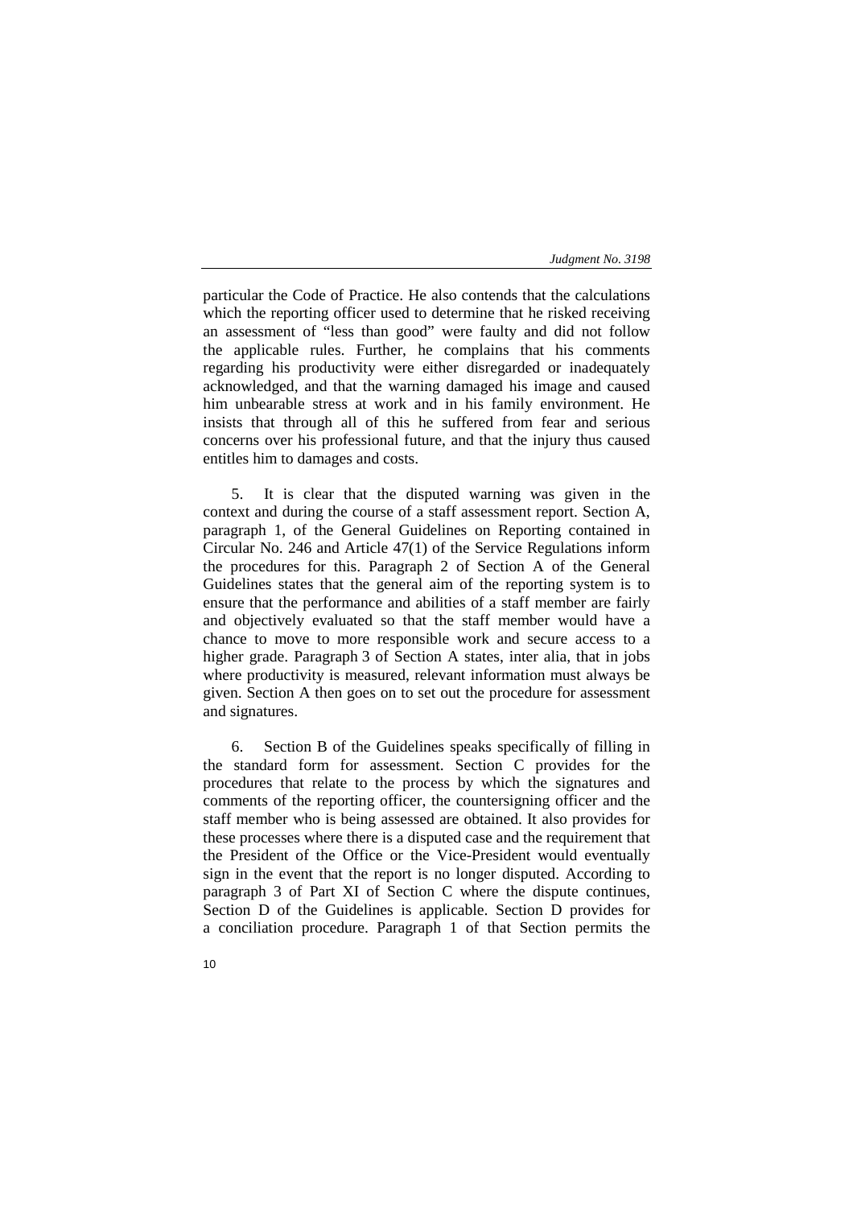particular the Code of Practice. He also contends that the calculations which the reporting officer used to determine that he risked receiving an assessment of "less than good" were faulty and did not follow the applicable rules. Further, he complains that his comments regarding his productivity were either disregarded or inadequately acknowledged, and that the warning damaged his image and caused him unbearable stress at work and in his family environment. He insists that through all of this he suffered from fear and serious concerns over his professional future, and that the injury thus caused entitles him to damages and costs.

5. It is clear that the disputed warning was given in the context and during the course of a staff assessment report. Section A, paragraph 1, of the General Guidelines on Reporting contained in Circular No. 246 and Article 47(1) of the Service Regulations inform the procedures for this. Paragraph 2 of Section A of the General Guidelines states that the general aim of the reporting system is to ensure that the performance and abilities of a staff member are fairly and objectively evaluated so that the staff member would have a chance to move to more responsible work and secure access to a higher grade. Paragraph 3 of Section A states, inter alia, that in jobs where productivity is measured, relevant information must always be given. Section A then goes on to set out the procedure for assessment and signatures.

6. Section B of the Guidelines speaks specifically of filling in the standard form for assessment. Section C provides for the procedures that relate to the process by which the signatures and comments of the reporting officer, the countersigning officer and the staff member who is being assessed are obtained. It also provides for these processes where there is a disputed case and the requirement that the President of the Office or the Vice-President would eventually sign in the event that the report is no longer disputed. According to paragraph 3 of Part XI of Section C where the dispute continues, Section D of the Guidelines is applicable. Section D provides for a conciliation procedure. Paragraph 1 of that Section permits the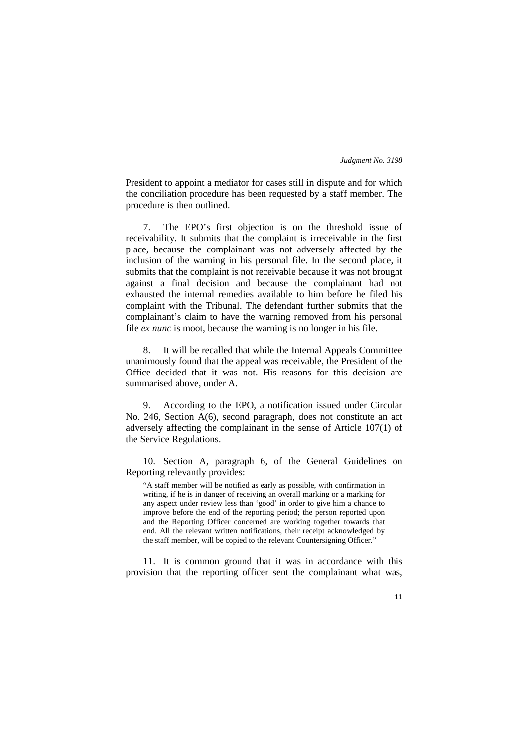President to appoint a mediator for cases still in dispute and for which the conciliation procedure has been requested by a staff member. The procedure is then outlined.

7. The EPO's first objection is on the threshold issue of receivability. It submits that the complaint is irreceivable in the first place, because the complainant was not adversely affected by the inclusion of the warning in his personal file. In the second place, it submits that the complaint is not receivable because it was not brought against a final decision and because the complainant had not exhausted the internal remedies available to him before he filed his complaint with the Tribunal. The defendant further submits that the complainant's claim to have the warning removed from his personal file *ex nunc* is moot, because the warning is no longer in his file.

8. It will be recalled that while the Internal Appeals Committee unanimously found that the appeal was receivable, the President of the Office decided that it was not. His reasons for this decision are summarised above, under A.

9. According to the EPO, a notification issued under Circular No. 246, Section A(6), second paragraph, does not constitute an act adversely affecting the complainant in the sense of Article 107(1) of the Service Regulations.

10. Section A, paragraph 6, of the General Guidelines on Reporting relevantly provides:

> "A staff member will be notified as early as possible, with confirmation in writing, if he is in danger of receiving an overall marking or a marking for any aspect under review less than 'good' in order to give him a chance to improve before the end of the reporting period; the person reported upon and the Reporting Officer concerned are working together towards that end. All the relevant written notifications, their receipt acknowledged by the staff member, will be copied to the relevant Countersigning Officer."

11. It is common ground that it was in accordance with this provision that the reporting officer sent the complainant what was,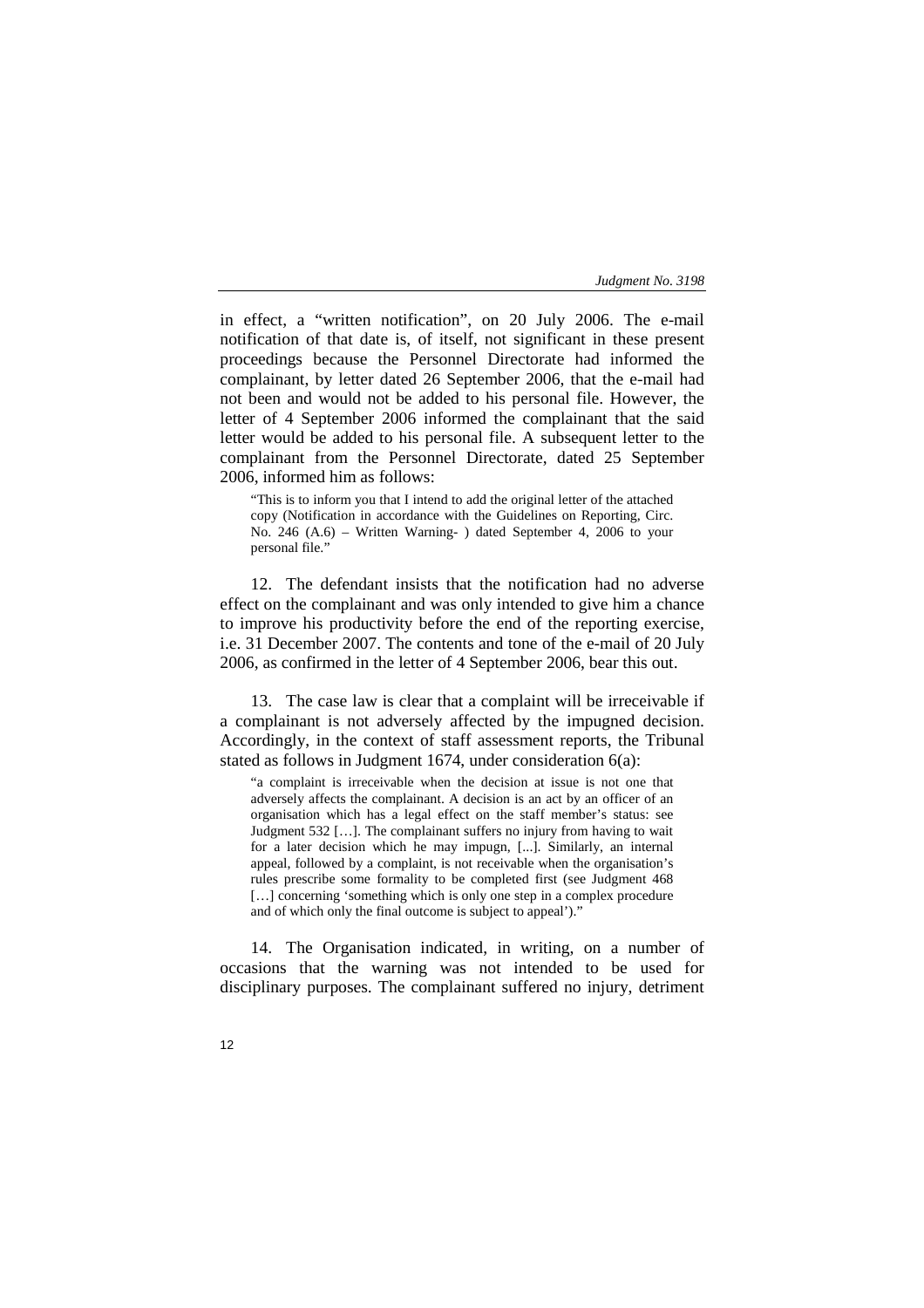in effect, a "written notification", on 20 July 2006. The e-mail notification of that date is, of itself, not significant in these present proceedings because the Personnel Directorate had informed the complainant, by letter dated 26 September 2006, that the e-mail had not been and would not be added to his personal file. However, the letter of 4 September 2006 informed the complainant that the said letter would be added to his personal file. A subsequent letter to the complainant from the Personnel Directorate, dated 25 September 2006, informed him as follows:

> "This is to inform you that I intend to add the original letter of the attached copy (Notification in accordance with the Guidelines on Reporting, Circ. No. 246 (A.6) – Written Warning- ) dated September 4, 2006 to your personal file."

12. The defendant insists that the notification had no adverse effect on the complainant and was only intended to give him a chance to improve his productivity before the end of the reporting exercise, i.e. 31 December 2007. The contents and tone of the e-mail of 20 July 2006, as confirmed in the letter of 4 September 2006, bear this out.

13. The case law is clear that a complaint will be irreceivable if a complainant is not adversely affected by the impugned decision. Accordingly, in the context of staff assessment reports, the Tribunal stated as follows in Judgment 1674, under consideration 6(a):

> "a complaint is irreceivable when the decision at issue is not one that adversely affects the complainant. A decision is an act by an officer of an organisation which has a legal effect on the staff member's status: see Judgment 532 […]. The complainant suffers no injury from having to wait for a later decision which he may impugn, [...]. Similarly, an internal appeal, followed by a complaint, is not receivable when the organisation's rules prescribe some formality to be completed first (see Judgment 468 […] concerning 'something which is only one step in a complex procedure and of which only the final outcome is subject to appeal')."

14. The Organisation indicated, in writing, on a number of occasions that the warning was not intended to be used for disciplinary purposes. The complainant suffered no injury, detriment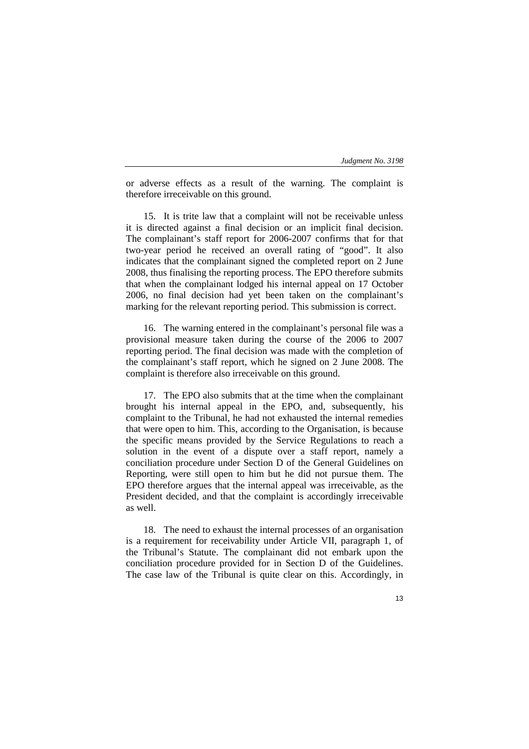or adverse effects as a result of the warning. The complaint is therefore irreceivable on this ground.

15. It is trite law that a complaint will not be receivable unless it is directed against a final decision or an implicit final decision. The complainant's staff report for 2006-2007 confirms that for that two-year period he received an overall rating of "good". It also indicates that the complainant signed the completed report on 2 June 2008, thus finalising the reporting process. The EPO therefore submits that when the complainant lodged his internal appeal on 17 October 2006, no final decision had yet been taken on the complainant's marking for the relevant reporting period. This submission is correct.

16. The warning entered in the complainant's personal file was a provisional measure taken during the course of the 2006 to 2007 reporting period. The final decision was made with the completion of the complainant's staff report, which he signed on 2 June 2008. The complaint is therefore also irreceivable on this ground.

17. The EPO also submits that at the time when the complainant brought his internal appeal in the EPO, and, subsequently, his complaint to the Tribunal, he had not exhausted the internal remedies that were open to him. This, according to the Organisation, is because the specific means provided by the Service Regulations to reach a solution in the event of a dispute over a staff report, namely a conciliation procedure under Section D of the General Guidelines on Reporting, were still open to him but he did not pursue them. The EPO therefore argues that the internal appeal was irreceivable, as the President decided, and that the complaint is accordingly irreceivable as well.

18. The need to exhaust the internal processes of an organisation is a requirement for receivability under Article VII, paragraph 1, of the Tribunal's Statute. The complainant did not embark upon the conciliation procedure provided for in Section D of the Guidelines. The case law of the Tribunal is quite clear on this. Accordingly, in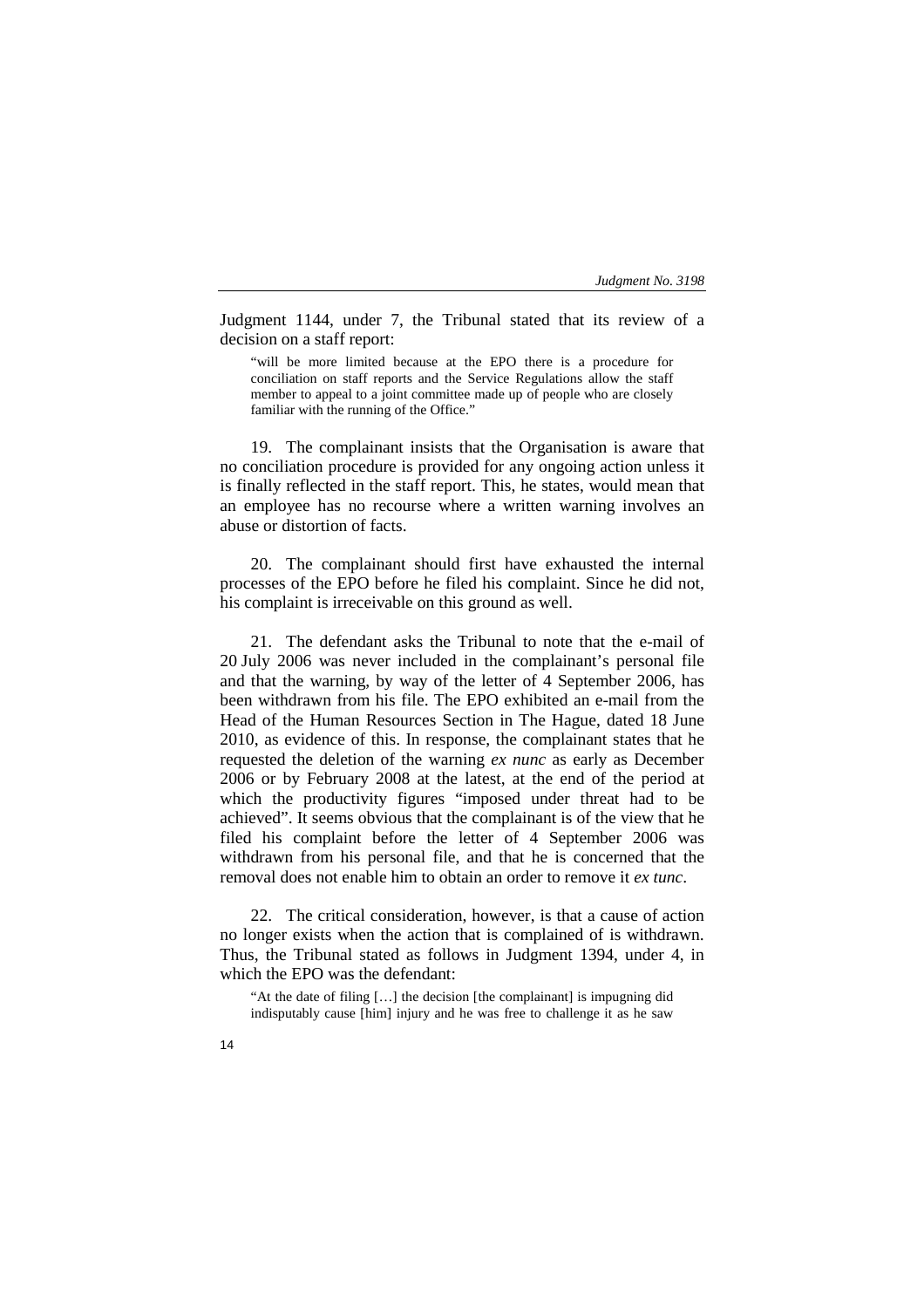Judgment 1144, under 7, the Tribunal stated that its review of a decision on a staff report:

> "will be more limited because at the EPO there is a procedure for conciliation on staff reports and the Service Regulations allow the staff member to appeal to a joint committee made up of people who are closely familiar with the running of the Office."

19. The complainant insists that the Organisation is aware that no conciliation procedure is provided for any ongoing action unless it is finally reflected in the staff report. This, he states, would mean that an employee has no recourse where a written warning involves an abuse or distortion of facts.

20. The complainant should first have exhausted the internal processes of the EPO before he filed his complaint. Since he did not, his complaint is irreceivable on this ground as well.

21. The defendant asks the Tribunal to note that the e-mail of 20 July 2006 was never included in the complainant's personal file and that the warning, by way of the letter of 4 September 2006, has been withdrawn from his file. The EPO exhibited an e-mail from the Head of the Human Resources Section in The Hague, dated 18 June 2010, as evidence of this. In response, the complainant states that he requested the deletion of the warning *ex nunc* as early as December 2006 or by February 2008 at the latest, at the end of the period at which the productivity figures "imposed under threat had to be achieved". It seems obvious that the complainant is of the view that he filed his complaint before the letter of 4 September 2006 was withdrawn from his personal file, and that he is concerned that the removal does not enable him to obtain an order to remove it *ex tunc*.

22. The critical consideration, however, is that a cause of action no longer exists when the action that is complained of is withdrawn. Thus, the Tribunal stated as follows in Judgment 1394, under 4, in which the EPO was the defendant:

> "At the date of filing […] the decision [the complainant] is impugning did indisputably cause [him] injury and he was free to challenge it as he saw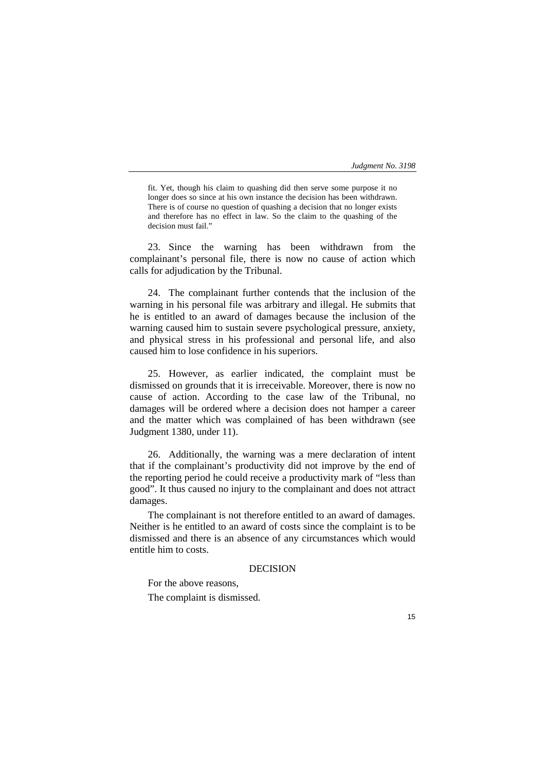fit. Yet, though his claim to quashing did then serve some purpose it no longer does so since at his own instance the decision has been withdrawn. There is of course no question of quashing a decision that no longer exists and therefore has no effect in law. So the claim to the quashing of the decision must fail."

23. Since the warning has been withdrawn from the complainant's personal file, there is now no cause of action which calls for adjudication by the Tribunal.

24. The complainant further contends that the inclusion of the warning in his personal file was arbitrary and illegal. He submits that he is entitled to an award of damages because the inclusion of the warning caused him to sustain severe psychological pressure, anxiety, and physical stress in his professional and personal life, and also caused him to lose confidence in his superiors.

25. However, as earlier indicated, the complaint must be dismissed on grounds that it is irreceivable. Moreover, there is now no cause of action. According to the case law of the Tribunal, no damages will be ordered where a decision does not hamper a career and the matter which was complained of has been withdrawn (see Judgment 1380, under 11).

26. Additionally, the warning was a mere declaration of intent that if the complainant's productivity did not improve by the end of the reporting period he could receive a productivity mark of "less than good". It thus caused no injury to the complainant and does not attract damages.

The complainant is not therefore entitled to an award of damages. Neither is he entitled to an award of costs since the complaint is to be dismissed and there is an absence of any circumstances which would entitle him to costs.

## DECISION

For the above reasons,

The complaint is dismissed.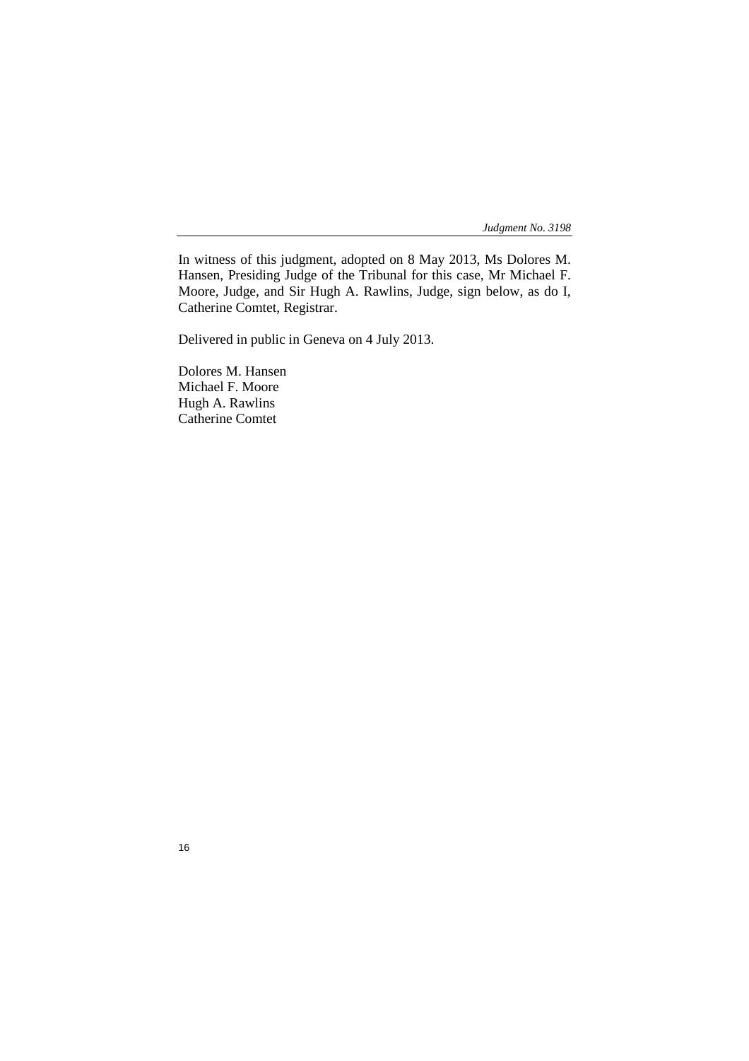In witness of this judgment, adopted on 8 May 2013, Ms Dolores M. Hansen, Presiding Judge of the Tribunal for this case, Mr Michael F. Moore, Judge, and Sir Hugh A. Rawlins, Judge, sign below, as do I, Catherine Comtet, Registrar.

Delivered in public in Geneva on 4 July 2013.

Dolores M. Hansen
Michael F. Moore
Hugh A. Rawlins
Catherine Comtet